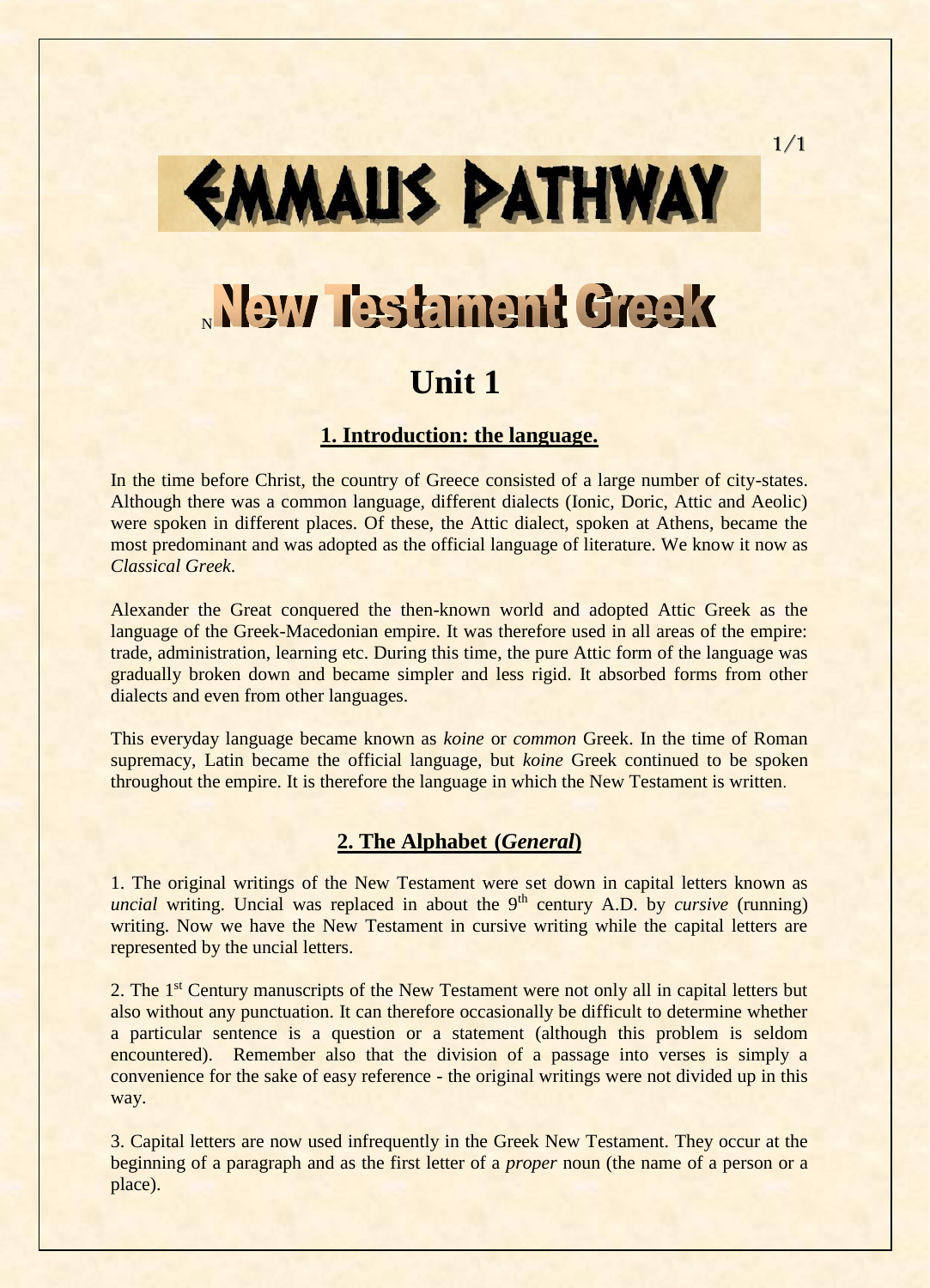# EMMAUS PATHWAY

# New Testament Greek

## Unit 1

### 1. Introduction: the language.

In the time before Christ, the country of Greece consisted of a large number of city-states. Although there was a common language, different dialects (Ionic, Doric, Attic and Aeolic) were spoken in different places. Of these, the Attic dialect, spoken at Athens, became the most predominant and was adopted as the official language of literature. We know it now as *Classical Greek*.

Alexander the Great conquered the then-known world and adopted Attic Greek as the language of the Greek-Macedonian empire. It was therefore used in all areas of the empire: trade, administration, learning etc. During this time, the pure Attic form of the language was gradually broken down and became simpler and less rigid. It absorbed forms from other dialects and even from other languages.

This everyday language became known as *koine* or *common* Greek. In the time of Roman supremacy, Latin became the official language, but *koine* Greek continued to be spoken throughout the empire. It is therefore the language in which the New Testament is written.

### 2. The Alphabet (*General*)

1. The original writings of the New Testament were set down in capital letters known as *uncial* writing. Uncial was replaced in about the 9th century A.D. by *cursive* (running) writing. Now we have the New Testament in cursive writing while the capital letters are represented by the uncial letters.

2. The 1st Century manuscripts of the New Testament were not only all in capital letters but also without any punctuation. It can therefore occasionally be difficult to determine whether a particular sentence is a question or a statement (although this problem is seldom encountered). Remember also that the division of a passage into verses is simply a convenience for the sake of easy reference - the original writings were not divided up in this way.

3. Capital letters are now used infrequently in the Greek New Testament. They occur at the beginning of a paragraph and as the first letter of a *proper* noun (the name of a person or a place).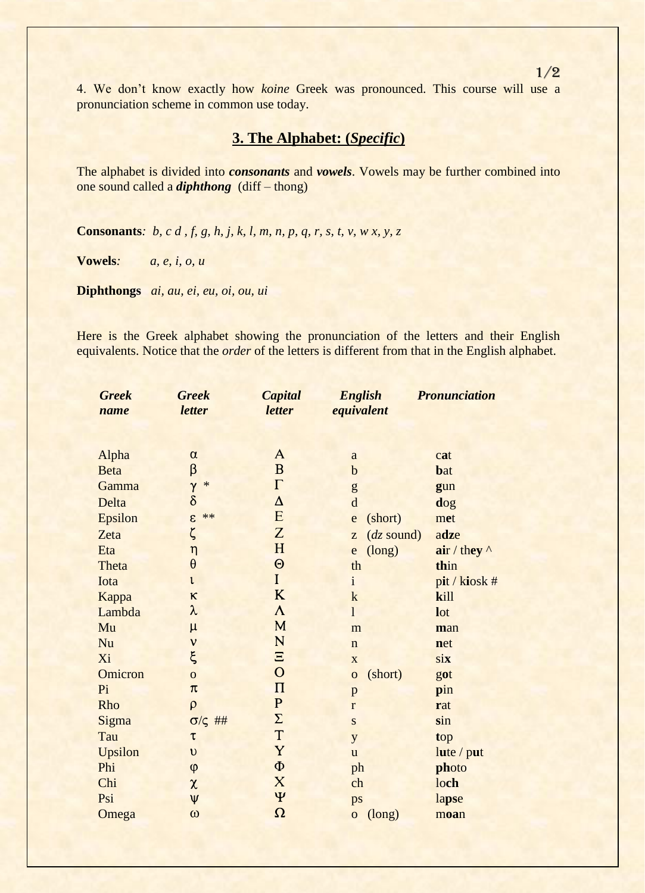4. We don't know exactly how *koine* Greek was pronounced. This course will use a pronunciation scheme in common use today.

## 3. The Alphabet: (*Specific*)

The alphabet is divided into ***consonants*** and ***vowels***. Vowels may be further combined into one sound called a ***diphthong*** (diff – thong)

**Consonants***: b, c d , f, g, h, j, k, l, m, n, p, q, r, s, t, v, w x, y, z*

**Vowels***: a, e, i, o, u*

**Diphthongs** *ai, au, ei, eu, oi, ou, ui*

Here is the Greek alphabet showing the pronunciation of the letters and their English equivalents. Notice that the *order* of the letters is different from that in the English alphabet.

| *Greek name* | *Greek letter* | *Capital letter* | *English equivalent* | *Pronunciation* |
|---|---|---|---|---|
| Alpha | α | Α | a | c**a**t |
| Beta | β | Β | b | **b**at |
| Gamma | γ * | Γ | g | **g**un |
| Delta | δ | Δ | d | **d**og |
| Epsilon | ε ** | Ε | e (short) | m**e**t |
| Zeta | ζ | Ζ | z (*dz* sound) | a**dz**e |
| Eta | η | Η | e (long) | **ai**r / th**ey** ^ |
| Theta | θ | Θ | th | **th**in |
| Iota | ι | Ι | i | p**i**t / k**i**osk # |
| Kappa | κ | Κ | k | **k**ill |
| Lambda | λ | Λ | l | **l**ot |
| Mu | μ | Μ | m | **m**an |
| Nu | ν | Ν | n | **n**et |
| Xi | ξ | Ξ | x | si**x** |
| Omicron | ο | Ο | o (short) | g**o**t |
| Pi | π | Π | p | **p**in |
| Rho | ρ | Ρ | r | **r**at |
| Sigma | σ/ς ## | Σ | s | **s**in |
| Tau | τ | Τ | y | **t**op |
| Upsilon | υ | Υ | u | l**u**te / p**u**t |
| Phi | φ | Φ | ph | **ph**oto |
| Chi | χ | Χ | ch | lo**ch** |
| Psi | ψ | Ψ | ps | la**ps**e |
| Omega | ω | Ω | o (long) | m**oa**n |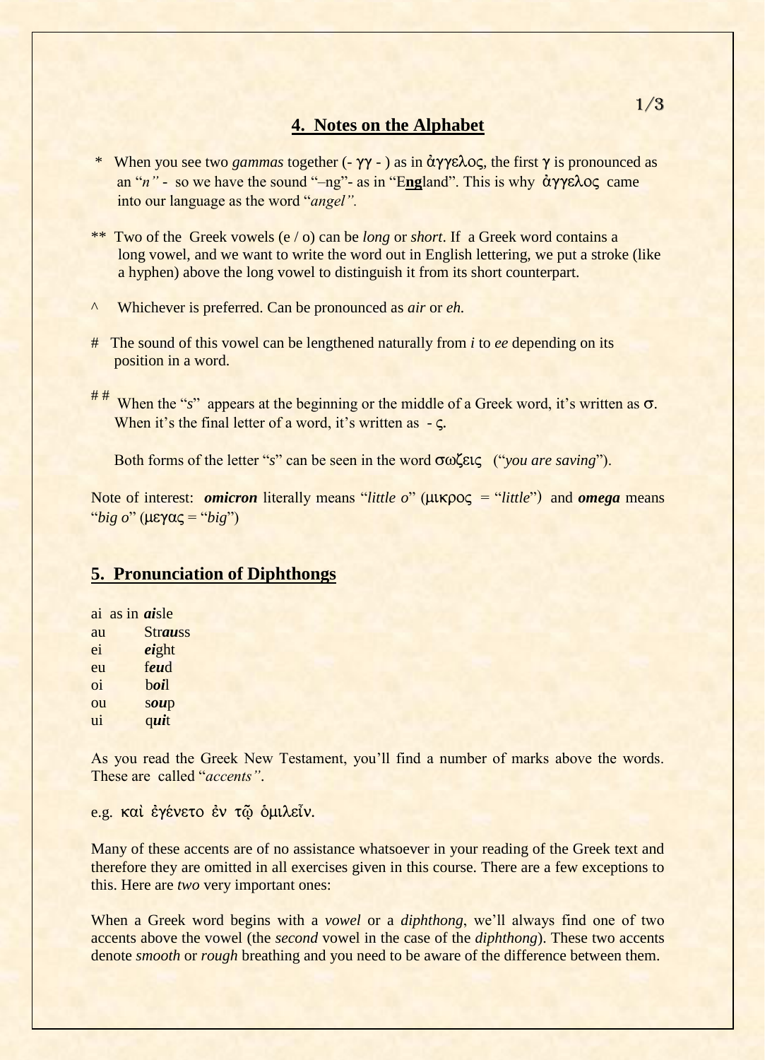## 4. Notes on the Alphabet

\* When you see two *gammas* together (- γγ - ) as in ἀγγελος, the first γ is pronounced as an "*n"* - so we have the sound "–ng"- as in "E**ng**land". This is why ἀγγελος came into our language as the word "*angel".*

\*\* Two of the Greek vowels (e / o) can be *long* or *short*. If a Greek word contains a long vowel, and we want to write the word out in English lettering, we put a stroke (like a hyphen) above the long vowel to distinguish it from its short counterpart.

^ Whichever is preferred. Can be pronounced as *air* or *eh.*

\# The sound of this vowel can be lengthened naturally from *i* to *ee* depending on its position in a word.

\#\# When the "*s*" appears at the beginning or the middle of a Greek word, it's written as σ. When it's the final letter of a word, it's written as - ς.

Both forms of the letter "*s*" can be seen in the word σωζεις ("*you are saving*").

Note of interest: ***omicron*** literally means "*little o*" (μικρος = "*little*") and ***omega*** means "*big o*" (μεγας = "*big*")

## 5. Pronunciation of Diphthongs

ai as in ***ai***sle
au Str***au***ss
ei ***ei***ght
eu f***eu***d
oi b***oi***l
ou s***ou***p
ui q***ui***t

As you read the Greek New Testament, you'll find a number of marks above the words. These are called "*accents".*

e.g. καὶ ἐγένετο ἐν τῷ ὁμιλεῖν.

Many of these accents are of no assistance whatsoever in your reading of the Greek text and therefore they are omitted in all exercises given in this course. There are a few exceptions to this. Here are *two* very important ones:

When a Greek word begins with a *vowel* or a *diphthong*, we'll always find one of two accents above the vowel (the *second* vowel in the case of the *diphthong*). These two accents denote *smooth* or *rough* breathing and you need to be aware of the difference between them.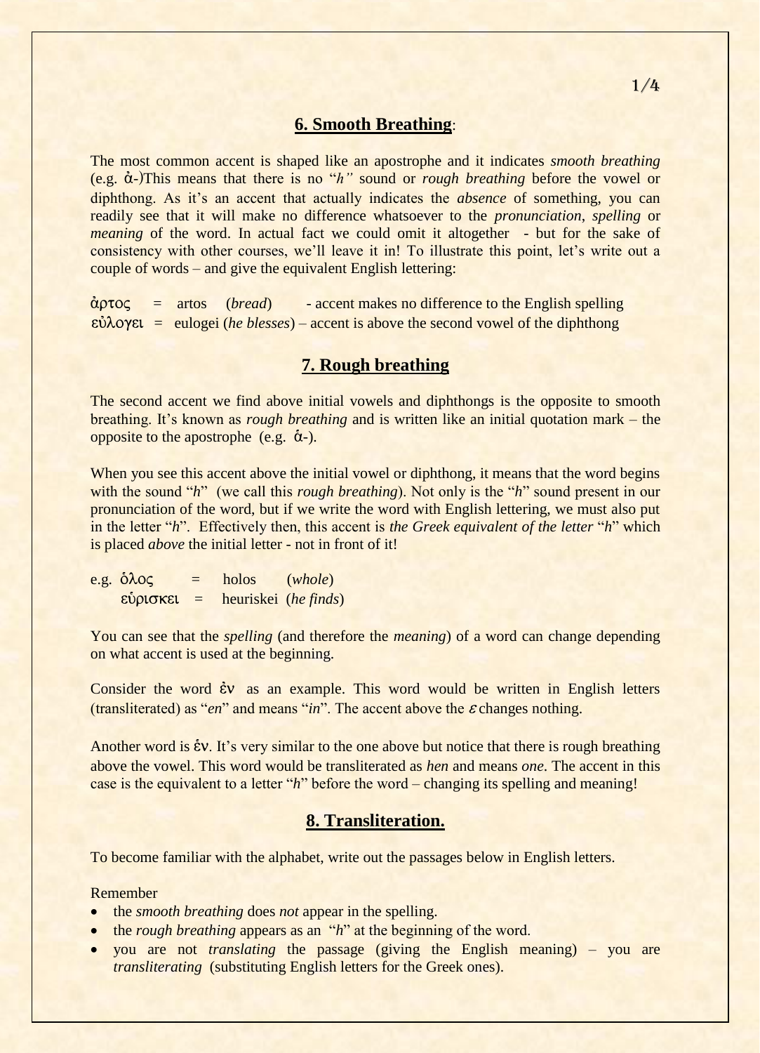## **6. Smooth Breathing**:

The most common accent is shaped like an apostrophe and it indicates *smooth breathing* (e.g. ἀ-)This means that there is no "*h"* sound or *rough breathing* before the vowel or diphthong. As it's an accent that actually indicates the *absence* of something, you can readily see that it will make no difference whatsoever to the *pronunciation*, *spelling* or *meaning* of the word. In actual fact we could omit it altogether - but for the sake of consistency with other courses, we'll leave it in! To illustrate this point, let's write out a couple of words – and give the equivalent English lettering:

ἀρτος = artos (*bread*) - accent makes no difference to the English spelling
εὐλογει = eulogei (*he blesses*) – accent is above the second vowel of the diphthong

## **7. Rough breathing**

The second accent we find above initial vowels and diphthongs is the opposite to smooth breathing. It's known as *rough breathing* and is written like an initial quotation mark – the opposite to the apostrophe (e.g. ἁ-).

When you see this accent above the initial vowel or diphthong, it means that the word begins with the sound "*h*" (we call this *rough breathing*). Not only is the "*h*" sound present in our pronunciation of the word, but if we write the word with English lettering, we must also put in the letter "*h*". Effectively then, this accent is *the Greek equivalent of the letter* "*h*" which is placed *above* the initial letter - not in front of it!

e.g. ὁλος = holos (*whole*)
εὑρισκει = heuriskei (*he finds*)

You can see that the *spelling* (and therefore the *meaning*) of a word can change depending on what accent is used at the beginning.

Consider the word ἐν as an example. This word would be written in English letters (transliterated) as "*en*" and means "*in*". The accent above the *ε* changes nothing.

Another word is ἑν. It's very similar to the one above but notice that there is rough breathing above the vowel. This word would be transliterated as *hen* and means *one*. The accent in this case is the equivalent to a letter "*h*" before the word – changing its spelling and meaning!

## **8. Transliteration.**

To become familiar with the alphabet, write out the passages below in English letters.

Remember

- the *smooth breathing* does *not* appear in the spelling.
- the *rough breathing* appears as an "*h*" at the beginning of the word.
- you are not *translating* the passage (giving the English meaning) – you are *transliterating* (substituting English letters for the Greek ones).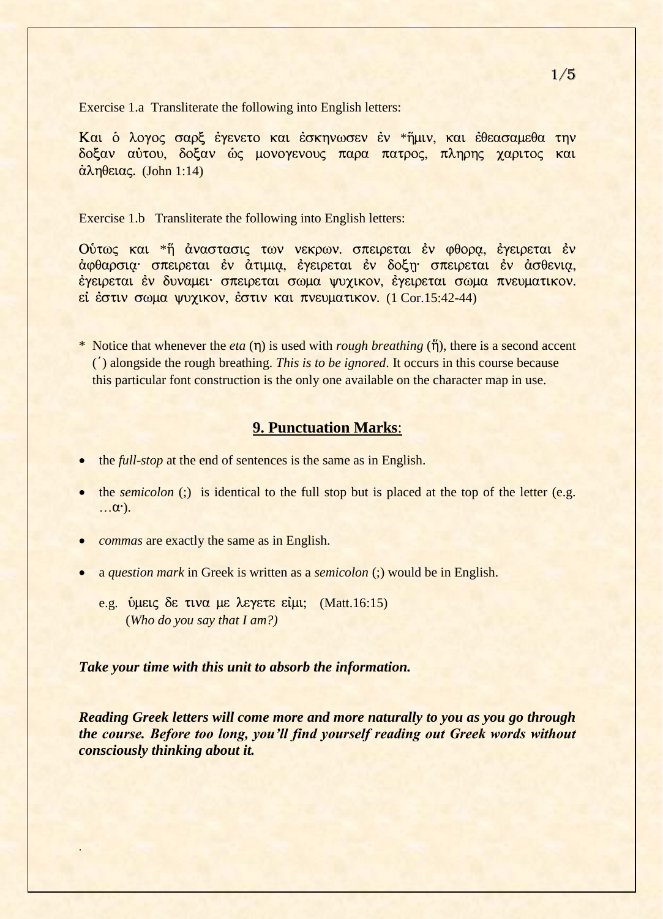Exercise 1.a Transliterate the following into English letters:

Και ὁ λογος σαρξ ἐγενετο και ἐσκηνωσεν ἐν *ἥμιν, και ἐθεασαμεθα την δοξαν αὐτου, δοξαν ὡς μονογενους παρα πατρος, πληρης χαριτος και ἀληθειας. (John 1:14)

Exercise 1.b Transliterate the following into English letters:

Οὕτως και *ἥ ἀναστασις των νεκρων. σπειρεται ἐν φθορᾳ, ἐγειρεται ἐν ἀφθαρσιᾳ· σπειρεται ἐν ἀτιμιᾳ, ἐγειρεται ἐν δοξῃ· σπειρεται ἐν ἀσθενιᾳ, ἐγειρεται ἐν δυναμει· σπειρεται σωμα ψυχικον, ἐγειρεται σωμα πνευματικον. εἰ ἐστιν σωμα ψυχικον, ἐστιν και πνευματικον. (1 Cor.15:42-44)

\* Notice that whenever the *eta* (η) is used with *rough breathing* (ἥ), there is a second accent (´) alongside the rough breathing. *This is to be ignored*. It occurs in this course because this particular font construction is the only one available on the character map in use.

## 9. Punctuation Marks:

- the *full-stop* at the end of sentences is the same as in English.
- the *semicolon* (;) is identical to the full stop but is placed at the top of the letter (e.g. …α·).
- *commas* are exactly the same as in English.
- a *question mark* in Greek is written as a *semicolon* (;) would be in English.

  e.g. ὑμεις δε τινα με λεγετε εἰμι; (Matt.16:15)
  (*Who do you say that I am?)*

***Take your time with this unit to absorb the information.***

***Reading Greek letters will come more and more naturally to you as you go through the course. Before too long, you'll find yourself reading out Greek words without consciously thinking about it.***